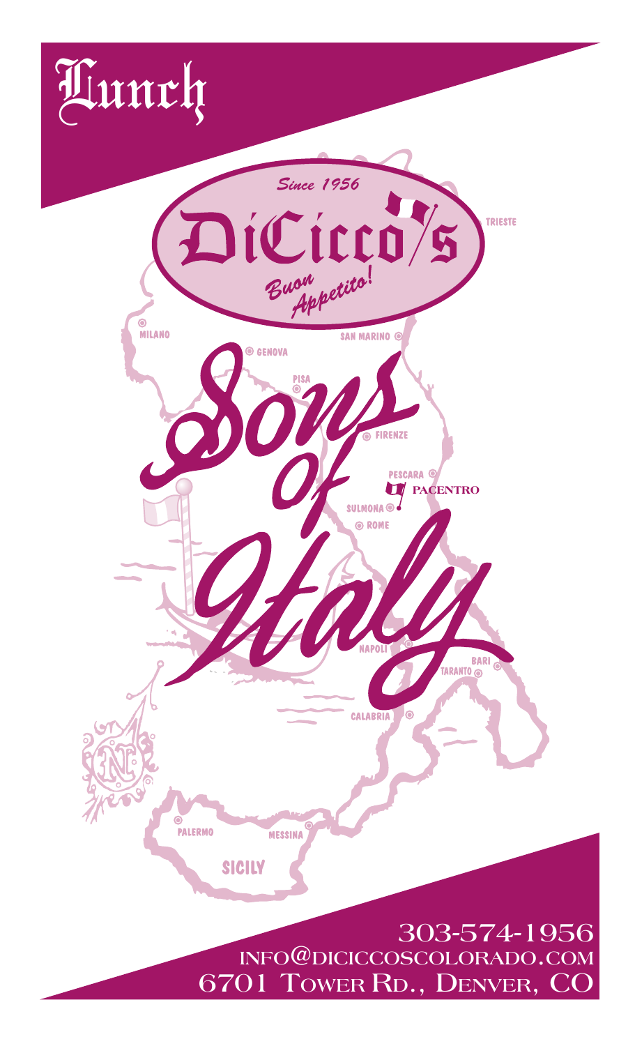# Lunch

*Since 1956*

# DiCicco's

*Buon Appetito!*

## Sons of Italy

TRIESTE

MILANO

SAN MARINO

GENOVA

PISA

FIRENZE

PESCARA

PACENTRO

SULMONA

ROME

NAPOLI

BARI

TARANTO

CALABRIA

PALERMO

MESSINA

SICILY

303-574-1956
INFO@DICICCOSCOLORADO.COM
6701 TOWER RD., DENVER, CO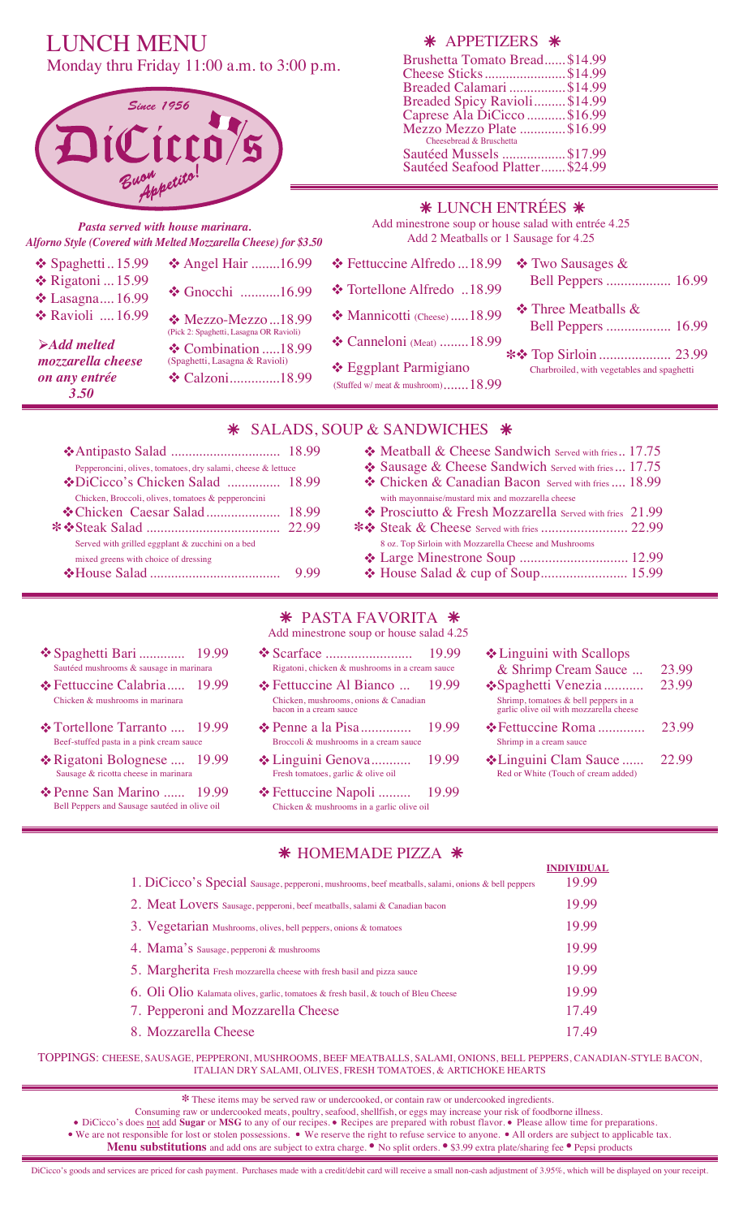# LUNCH MENU

Monday thru Friday 11:00 a.m. to 3:00 p.m.

Since 1956

DiCicco's

Buon Appetito!

## ✳ APPETIZERS ✳

- Brushetta Tomato Bread...... $14.99
- Cheese Sticks...................... $14.99
- Breaded Calamari ............... $14.99
- Breaded Spicy Ravioli......... $14.99
- Caprese Ala DiCicco ........... $16.99
- Mezzo Mezzo Plate ............. $16.99
  Cheesebread & Bruschetta
- Sautéed Mussels .................. $17.99
- Sautéed Seafood Platter....... $24.99

*Pasta served with house marinara.*
*Alforno Style (Covered with Melted Mozzarella Cheese) for $3.50*

- ❖ Spaghetti .. 15.99
- ❖ Rigatoni ... 15.99
- ❖ Lasagna.... 16.99
- ❖ Ravioli .... 16.99
- ❖ Angel Hair ........16.99
- ❖ Gnocchi ...........16.99
- ❖ Mezzo-Mezzo ...18.99
  (Pick 2: Spaghetti, Lasagna OR Ravioli)
- ❖ Combination .....18.99
  (Spaghetti, Lasagna & Ravioli)
- ❖ Calzoni..............18.99

➢***Add melted mozzarella cheese on any entrée 3.50***

## ✳ LUNCH ENTRÉES ✳

Add minestrone soup or house salad with entrée 4.25
Add 2 Meatballs or 1 Sausage for 4.25

- ❖ Fettuccine Alfredo ...18.99
- ❖ Tortellone Alfredo ..18.99
- ❖ Mannicotti (Cheese) .....18.99
- ❖ Canneloni (Meat) ........18.99
- ❖ Eggplant Parmigiano (Stuffed w/ meat & mushroom).......18.99
- ❖ Two Sausages & Bell Peppers .................. 16.99
- ❖ Three Meatballs & Bell Peppers .................. 16.99
- ✳❖ Top Sirloin .................... 23.99
  Charbroiled, with vegetables and spaghetti

## ✳ SALADS, SOUP & SANDWICHES ✳

- ❖Antipasto Salad ............................... 18.99
  Pepperoncini, olives, tomatoes, dry salami, cheese & lettuce
- ❖DiCicco's Chicken Salad ............... 18.99
  Chicken, Broccoli, olives, tomatoes & pepperoncini
- ❖Chicken Caesar Salad..................... 18.99
- ✳❖Steak Salad ...................................... 22.99
  Served with grilled eggplant & zucchini on a bed mixed greens with choice of dressing
- ❖House Salad ..................................... 9.99
- ❖ Meatball & Cheese Sandwich Served with fries.. 17.75
- ❖ Sausage & Cheese Sandwich Served with fries ... 17.75
- ❖ Chicken & Canadian Bacon Served with fries .... 18.99
  with mayonnaise/mustard mix and mozzarella cheese
- ❖ Prosciutto & Fresh Mozzarella Served with fries 21.99
- ✳❖ Steak & Cheese Served with fries ........................ 22.99
  8 oz. Top Sirloin with Mozzarella Cheese and Mushrooms
- ❖ Large Minestrone Soup .............................. 12.99
- ❖ House Salad & cup of Soup........................ 15.99

## ✳ PASTA FAVORITA ✳

Add minestrone soup or house salad 4.25

- ❖ Spaghetti Bari ............. 19.99
  Sautéed mushrooms & sausage in marinara
- ❖ Fettuccine Calabria..... 19.99
  Chicken & mushrooms in marinara
- ❖ Tortellone Tarranto .... 19.99
  Beef-stuffed pasta in a pink cream sauce
- ❖ Rigatoni Bolognese .... 19.99
  Sausage & ricotta cheese in marinara
- ❖ Penne San Marino ...... 19.99
  Bell Peppers and Sausage sautéed in olive oil
- ❖ Scarface ........................ 19.99
  Rigatoni, chicken & mushrooms in a cream sauce
- ❖ Fettuccine Al Bianco ... 19.99
  Chicken, mushrooms, onions & Canadian bacon in a cream sauce
- ❖ Penne a la Pisa.............. 19.99
  Broccoli & mushrooms in a cream sauce
- ❖ Linguini Genova........... 19.99
  Fresh tomatoes, garlic & olive oil
- ❖ Fettuccine Napoli ......... 19.99
  Chicken & mushrooms in a garlic olive oil
- ❖Linguini with Scallops & Shrimp Cream Sauce ... 23.99
- ❖Spaghetti Venezia ........... 23.99
  Shrimp, tomatoes & bell peppers in a garlic olive oil with mozzarella cheese
- ❖Fettuccine Roma ............. 23.99
  Shrimp in a cream sauce
- ❖Linguini Clam Sauce ...... 22.99
  Red or White (Touch of cream added)

## ✳ HOMEMADE PIZZA ✳

| | INDIVIDUAL |
|---|---|
| 1. DiCicco's Special Sausage, pepperoni, mushrooms, beef meatballs, salami, onions & bell peppers | 19.99 |
| 2. Meat Lovers Sausage, pepperoni, beef meatballs, salami & Canadian bacon | 19.99 |
| 3. Vegetarian Mushrooms, olives, bell peppers, onions & tomatoes | 19.99 |
| 4. Mama's Sausage, pepperoni & mushrooms | 19.99 |
| 5. Margherita Fresh mozzarella cheese with fresh basil and pizza sauce | 19.99 |
| 6. Oli Olio Kalamata olives, garlic, tomatoes & fresh basil, & touch of Bleu Cheese | 19.99 |
| 7. Pepperoni and Mozzarella Cheese | 17.49 |
| 8. Mozzarella Cheese | 17.49 |

TOPPINGS: CHEESE, SAUSAGE, PEPPERONI, MUSHROOMS, BEEF MEATBALLS, SALAMI, ONIONS, BELL PEPPERS, CANADIAN-STYLE BACON, ITALIAN DRY SALAMI, OLIVES, FRESH TOMATOES, & ARTICHOKE HEARTS

✳ These items may be served raw or undercooked, or contain raw or undercooked ingredients.
Consuming raw or undercooked meats, poultry, seafood, shellfish, or eggs may increase your risk of foodborne illness.
• DiCicco's does not add **Sugar** or **MSG** to any of our recipes. • Recipes are prepared with robust flavor. • Please allow time for preparations.
• We are not responsible for lost or stolen possessions. • We reserve the right to refuse service to anyone. • All orders are subject to applicable tax.
**Menu substitutions** and add ons are subject to extra charge. • No split orders. • $3.99 extra plate/sharing fee • Pepsi products

DiCicco's goods and services are priced for cash payment. Purchases made with a credit/debit card will receive a small non-cash adjustment of 3.95%, which will be displayed on your receipt.